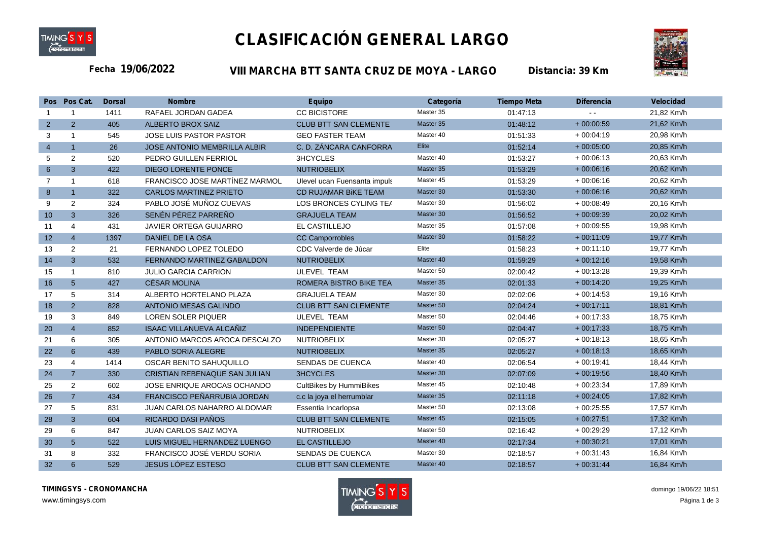# CLASIFICACIÓN GENERAL LARGO

**Fecha 19/06/2022** **VIII MARCHA BTT SANTA CRUZ DE MOYA - LARGO** **Distancia: 39 Km**

| Pos | Pos Cat. | Dorsal | Nombre | Equipo | Categoría | Tiempo Meta | Diferencia | Velocidad |
|---|---|---|---|---|---|---|---|---|
| 1 | 1 | 1411 | RAFAEL JORDAN GADEA | CC BICISTORE | Master 35 | 01:47:13 | - - | 21,82 Km/h |
| 2 | 2 | 405 | ALBERTO BROX SAIZ | CLUB BTT SAN CLEMENTE | Master 35 | 01:48:12 | + 00:00:59 | 21,62 Km/h |
| 3 | 1 | 545 | JOSE LUIS PASTOR PASTOR | GEO FASTER TEAM | Master 40 | 01:51:33 | + 00:04:19 | 20,98 Km/h |
| 4 | 1 | 26 | JOSE ANTONIO MEMBRILLA ALBIR | C. D. ZÁNCARA CANFORRA | Elite | 01:52:14 | + 00:05:00 | 20,85 Km/h |
| 5 | 2 | 520 | PEDRO GUILLEN FERRIOL | 3HCYCLES | Master 40 | 01:53:27 | + 00:06:13 | 20,63 Km/h |
| 6 | 3 | 422 | DIEGO LORENTE PONCE | NUTRIOBELIX | Master 35 | 01:53:29 | + 00:06:16 | 20,62 Km/h |
| 7 | 1 | 618 | FRANCISCO JOSE MARTÍNEZ MARMOL | Ulevel ucan Fuensanta impuls | Master 45 | 01:53:29 | + 00:06:16 | 20,62 Km/h |
| 8 | 1 | 322 | CARLOS MARTINEZ PRIETO | CD RUJAMAR BiKE TEAM | Master 30 | 01:53:30 | + 00:06:16 | 20,62 Km/h |
| 9 | 2 | 324 | PABLO JOSÉ MUÑOZ CUEVAS | LOS BRONCES CYLING TEA | Master 30 | 01:56:02 | + 00:08:49 | 20,16 Km/h |
| 10 | 3 | 326 | SENÉN PÉREZ PARREÑO | GRAJUELA TEAM | Master 30 | 01:56:52 | + 00:09:39 | 20,02 Km/h |
| 11 | 4 | 431 | JAVIER ORTEGA GUIJARRO | EL CASTILLEJO | Master 35 | 01:57:08 | + 00:09:55 | 19,98 Km/h |
| 12 | 4 | 1397 | DANIEL DE LA OSA | CC Camporrobles | Master 30 | 01:58:22 | + 00:11:09 | 19,77 Km/h |
| 13 | 2 | 21 | FERNANDO LOPEZ TOLEDO | CDC Valverde de Júcar | Elite | 01:58:23 | + 00:11:10 | 19,77 Km/h |
| 14 | 3 | 532 | FERNANDO MARTINEZ GABALDON | NUTRIOBELIX | Master 40 | 01:59:29 | + 00:12:16 | 19,58 Km/h |
| 15 | 1 | 810 | JULIO GARCIA CARRION | ULEVEL TEAM | Master 50 | 02:00:42 | + 00:13:28 | 19,39 Km/h |
| 16 | 5 | 427 | CÉSAR MOLINA | ROMERA BISTRO BIKE TEA | Master 35 | 02:01:33 | + 00:14:20 | 19,25 Km/h |
| 17 | 5 | 314 | ALBERTO HORTELANO PLAZA | GRAJUELA TEAM | Master 30 | 02:02:06 | + 00:14:53 | 19,16 Km/h |
| 18 | 2 | 828 | ANTONIO MESAS GALINDO | CLUB BTT SAN CLEMENTE | Master 50 | 02:04:24 | + 00:17:11 | 18,81 Km/h |
| 19 | 3 | 849 | LOREN SOLER PIQUER | ULEVEL TEAM | Master 50 | 02:04:46 | + 00:17:33 | 18,75 Km/h |
| 20 | 4 | 852 | ISAAC VILLANUEVA ALCAÑIZ | INDEPENDIENTE | Master 50 | 02:04:47 | + 00:17:33 | 18,75 Km/h |
| 21 | 6 | 305 | ANTONIO MARCOS AROCA DESCALZO | NUTRIOBELIX | Master 30 | 02:05:27 | + 00:18:13 | 18,65 Km/h |
| 22 | 6 | 439 | PABLO SORIA ALEGRE | NUTRIOBELIX | Master 35 | 02:05:27 | + 00:18:13 | 18,65 Km/h |
| 23 | 4 | 1414 | OSCAR BENITO SAHUQUILLO | SENDAS DE CUENCA | Master 40 | 02:06:54 | + 00:19:41 | 18,44 Km/h |
| 24 | 7 | 330 | CRISTIAN REBENAQUE SAN JULIAN | 3HCYCLES | Master 30 | 02:07:09 | + 00:19:56 | 18,40 Km/h |
| 25 | 2 | 602 | JOSE ENRIQUE AROCAS OCHANDO | CultBikes by HummiBikes | Master 45 | 02:10:48 | + 00:23:34 | 17,89 Km/h |
| 26 | 7 | 434 | FRANCISCO PEÑARRUBIA JORDAN | c.c la joya el herrumblar | Master 35 | 02:11:18 | + 00:24:05 | 17,82 Km/h |
| 27 | 5 | 831 | JUAN CARLOS NAHARRO ALDOMAR | Essentia Incarlopsa | Master 50 | 02:13:08 | + 00:25:55 | 17,57 Km/h |
| 28 | 3 | 604 | RICARDO DASI PAÑOS | CLUB BTT SAN CLEMENTE | Master 45 | 02:15:05 | + 00:27:51 | 17,32 Km/h |
| 29 | 6 | 847 | JUAN CARLOS SAIZ MOYA | NUTRIOBELIX | Master 50 | 02:16:42 | + 00:29:29 | 17,12 Km/h |
| 30 | 5 | 522 | LUIS MIGUEL HERNANDEZ LUENGO | EL CASTILLEJO | Master 40 | 02:17:34 | + 00:30:21 | 17,01 Km/h |
| 31 | 8 | 332 | FRANCISCO JOSÉ VERDU SORIA | SENDAS DE CUENCA | Master 30 | 02:18:57 | + 00:31:43 | 16,84 Km/h |
| 32 | 6 | 529 | JESUS LÓPEZ ESTESO | CLUB BTT SAN CLEMENTE | Master 40 | 02:18:57 | + 00:31:44 | 16,84 Km/h |

**TIMINGSYS - CRONOMANCHA**
www.timingsys.com

domingo 19/06/22 18:51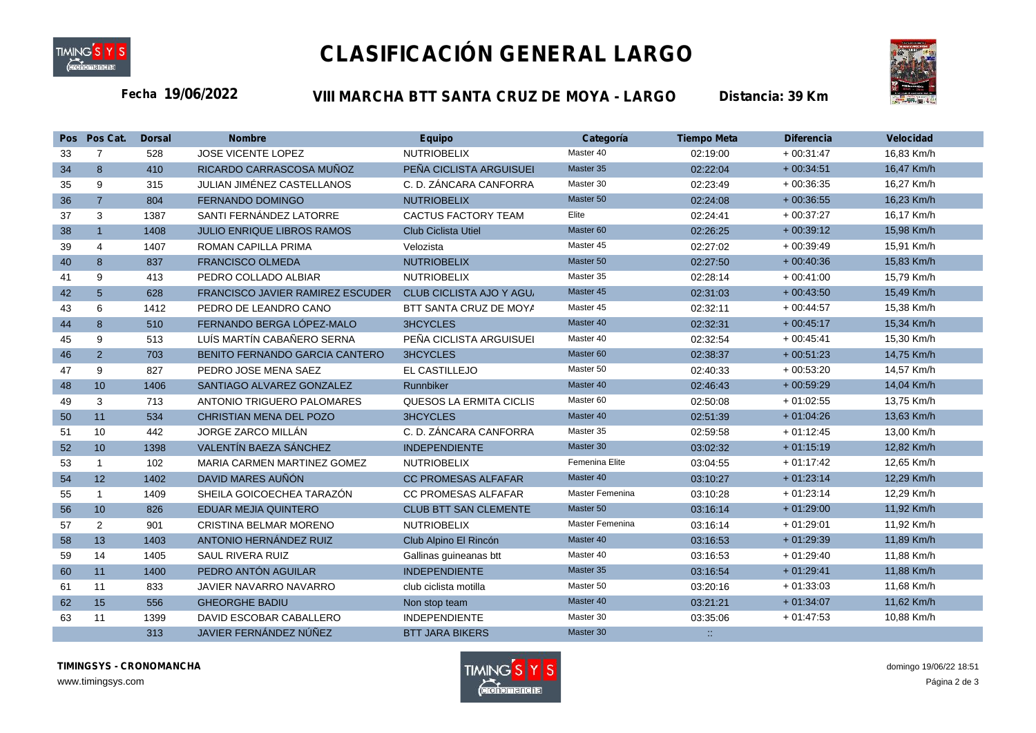# CLASIFICACIÓN GENERAL LARGO

**Fecha 19/06/2022** **VIII MARCHA BTT SANTA CRUZ DE MOYA - LARGO** **Distancia: 39 Km**

| Pos | Pos Cat. | Dorsal | Nombre | Equipo | Categoría | Tiempo Meta | Diferencia | Velocidad |
|---|---|---|---|---|---|---|---|---|
| 33 | 7 | 528 | JOSE VICENTE LOPEZ | NUTRIOBELIX | Master 40 | 02:19:00 | + 00:31:47 | 16,83 Km/h |
| 34 | 8 | 410 | RICARDO CARRASCOSA MUÑOZ | PEÑA CICLISTA ARGUISUEI | Master 35 | 02:22:04 | + 00:34:51 | 16,47 Km/h |
| 35 | 9 | 315 | JULIAN JIMÉNEZ CASTELLANOS | C. D. ZÁNCARA CANFORRA | Master 30 | 02:23:49 | + 00:36:35 | 16,27 Km/h |
| 36 | 7 | 804 | FERNANDO DOMINGO | NUTRIOBELIX | Master 50 | 02:24:08 | + 00:36:55 | 16,23 Km/h |
| 37 | 3 | 1387 | SANTI FERNÁNDEZ LATORRE | CACTUS FACTORY TEAM | Elite | 02:24:41 | + 00:37:27 | 16,17 Km/h |
| 38 | 1 | 1408 | JULIO ENRIQUE LIBROS RAMOS | Club Ciclista Utiel | Master 60 | 02:26:25 | + 00:39:12 | 15,98 Km/h |
| 39 | 4 | 1407 | ROMAN CAPILLA PRIMA | Velozista | Master 45 | 02:27:02 | + 00:39:49 | 15,91 Km/h |
| 40 | 8 | 837 | FRANCISCO OLMEDA | NUTRIOBELIX | Master 50 | 02:27:50 | + 00:40:36 | 15,83 Km/h |
| 41 | 9 | 413 | PEDRO COLLADO ALBIAR | NUTRIOBELIX | Master 35 | 02:28:14 | + 00:41:00 | 15,79 Km/h |
| 42 | 5 | 628 | FRANCISCO JAVIER RAMIREZ ESCUDER | CLUB CICLISTA AJO Y AGU | Master 45 | 02:31:03 | + 00:43:50 | 15,49 Km/h |
| 43 | 6 | 1412 | PEDRO DE LEANDRO CANO | BTT SANTA CRUZ DE MOYA | Master 45 | 02:32:11 | + 00:44:57 | 15,38 Km/h |
| 44 | 8 | 510 | FERNANDO BERGA LÓPEZ-MALO | 3HCYCLES | Master 40 | 02:32:31 | + 00:45:17 | 15,34 Km/h |
| 45 | 9 | 513 | LUÍS MARTÍN CABAÑERO SERNA | PEÑA CICLISTA ARGUISUEI | Master 40 | 02:32:54 | + 00:45:41 | 15,30 Km/h |
| 46 | 2 | 703 | BENITO FERNANDO GARCIA CANTERO | 3HCYCLES | Master 60 | 02:38:37 | + 00:51:23 | 14,75 Km/h |
| 47 | 9 | 827 | PEDRO JOSE MENA SAEZ | EL CASTILLEJO | Master 50 | 02:40:33 | + 00:53:20 | 14,57 Km/h |
| 48 | 10 | 1406 | SANTIAGO ALVAREZ GONZALEZ | Runnbiker | Master 40 | 02:46:43 | + 00:59:29 | 14,04 Km/h |
| 49 | 3 | 713 | ANTONIO TRIGUERO PALOMARES | QUESOS LA ERMITA CICLIS | Master 60 | 02:50:08 | + 01:02:55 | 13,75 Km/h |
| 50 | 11 | 534 | CHRISTIAN MENA DEL POZO | 3HCYCLES | Master 40 | 02:51:39 | + 01:04:26 | 13,63 Km/h |
| 51 | 10 | 442 | JORGE ZARCO MILLÁN | C. D. ZÁNCARA CANFORRA | Master 35 | 02:59:58 | + 01:12:45 | 13,00 Km/h |
| 52 | 10 | 1398 | VALENTÍN BAEZA SÁNCHEZ | INDEPENDIENTE | Master 30 | 03:02:32 | + 01:15:19 | 12,82 Km/h |
| 53 | 1 | 102 | MARIA CARMEN MARTINEZ GOMEZ | NUTRIOBELIX | Femenina Elite | 03:04:55 | + 01:17:42 | 12,65 Km/h |
| 54 | 12 | 1402 | DAVID MARES AUÑÓN | CC PROMESAS ALFAFAR | Master 40 | 03:10:27 | + 01:23:14 | 12,29 Km/h |
| 55 | 1 | 1409 | SHEILA GOICOECHEA TARAZÓN | CC PROMESAS ALFAFAR | Master Femenina | 03:10:28 | + 01:23:14 | 12,29 Km/h |
| 56 | 10 | 826 | EDUAR MEJIA QUINTERO | CLUB BTT SAN CLEMENTE | Master 50 | 03:16:14 | + 01:29:00 | 11,92 Km/h |
| 57 | 2 | 901 | CRISTINA BELMAR MORENO | NUTRIOBELIX | Master Femenina | 03:16:14 | + 01:29:01 | 11,92 Km/h |
| 58 | 13 | 1403 | ANTONIO HERNÁNDEZ RUIZ | Club Alpino El Rincón | Master 40 | 03:16:53 | + 01:29:39 | 11,89 Km/h |
| 59 | 14 | 1405 | SAUL RIVERA RUIZ | Gallinas guineanas btt | Master 40 | 03:16:53 | + 01:29:40 | 11,88 Km/h |
| 60 | 11 | 1400 | PEDRO ANTÓN AGUILAR | INDEPENDIENTE | Master 35 | 03:16:54 | + 01:29:41 | 11,88 Km/h |
| 61 | 11 | 833 | JAVIER NAVARRO NAVARRO | club ciclista motilla | Master 50 | 03:20:16 | + 01:33:03 | 11,68 Km/h |
| 62 | 15 | 556 | GHEORGHE BADIU | Non stop team | Master 40 | 03:21:21 | + 01:34:07 | 11,62 Km/h |
| 63 | 11 | 1399 | DAVID ESCOBAR CABALLERO | INDEPENDIENTE | Master 30 | 03:35:06 | + 01:47:53 | 10,88 Km/h |
| | | 313 | JAVIER FERNÁNDEZ NÚÑEZ | BTT JARA BIKERS | Master 30 | :: | | |

**TIMINGSYS - CRONOMANCHA**
www.timingsys.com

domingo 19/06/22 18:51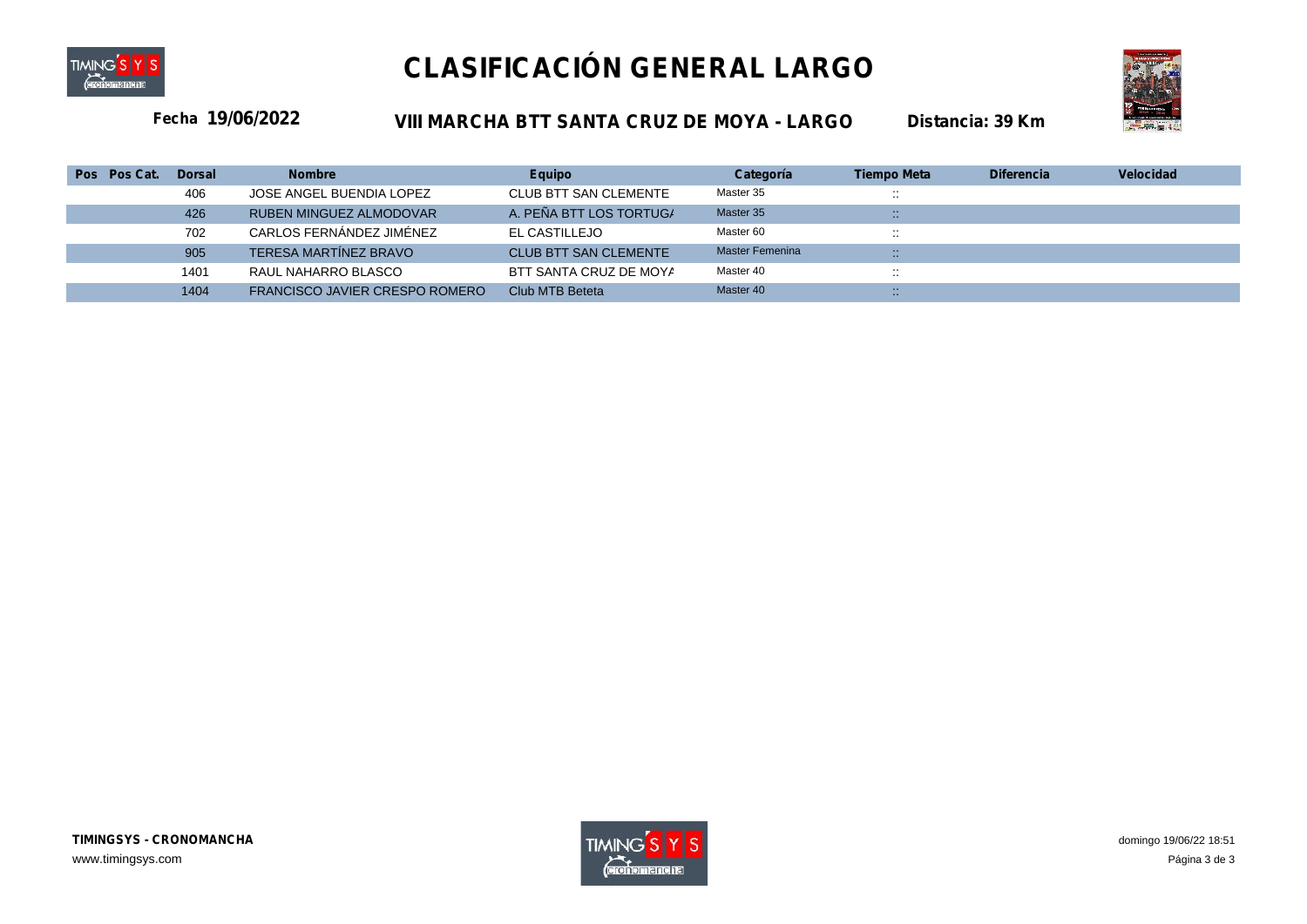# CLASIFICACIÓN GENERAL LARGO

**Fecha 19/06/2022** **VIII MARCHA BTT SANTA CRUZ DE MOYA - LARGO** **Distancia: 39 Km**

| Pos | Pos Cat. | Dorsal | Nombre | Equipo | Categoría | Tiempo Meta | Diferencia | Velocidad |
|---|---|---|---|---|---|---|---|---|
| | | 406 | JOSE ANGEL BUENDIA LOPEZ | CLUB BTT SAN CLEMENTE | Master 35 | :: | | |
| | | 426 | RUBEN MINGUEZ ALMODOVAR | A. PEÑA BTT LOS TORTUG/ | Master 35 | :: | | |
| | | 702 | CARLOS FERNÁNDEZ JIMÉNEZ | EL CASTILLEJO | Master 60 | :: | | |
| | | 905 | TERESA MARTÍNEZ BRAVO | CLUB BTT SAN CLEMENTE | Master Femenina | :: | | |
| | | 1401 | RAUL NAHARRO BLASCO | BTT SANTA CRUZ DE MOYA | Master 40 | :: | | |
| | | 1404 | FRANCISCO JAVIER CRESPO ROMERO | Club MTB Beteta | Master 40 | :: | | |

**TIMINGSYS - CRONOMANCHA**
www.timingsys.com

domingo 19/06/22 18:51